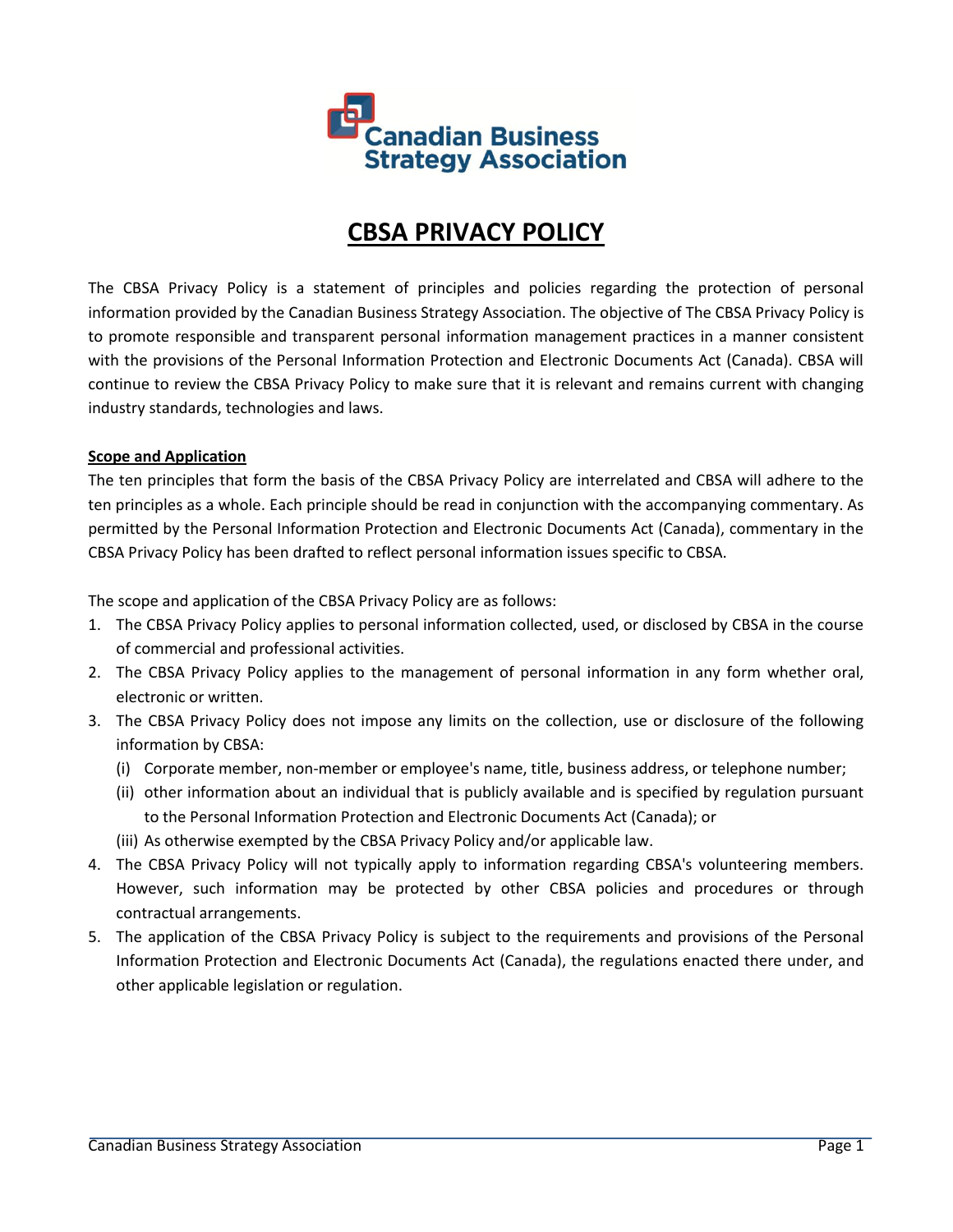Canadian Business Strategy Association

# CBSA PRIVACY POLICY

The CBSA Privacy Policy is a statement of principles and policies regarding the protection of personal information provided by the Canadian Business Strategy Association. The objective of The CBSA Privacy Policy is to promote responsible and transparent personal information management practices in a manner consistent with the provisions of the Personal Information Protection and Electronic Documents Act (Canada). CBSA will continue to review the CBSA Privacy Policy to make sure that it is relevant and remains current with changing industry standards, technologies and laws.

## Scope and Application

The ten principles that form the basis of the CBSA Privacy Policy are interrelated and CBSA will adhere to the ten principles as a whole. Each principle should be read in conjunction with the accompanying commentary. As permitted by the Personal Information Protection and Electronic Documents Act (Canada), commentary in the CBSA Privacy Policy has been drafted to reflect personal information issues specific to CBSA.

The scope and application of the CBSA Privacy Policy are as follows:

1. The CBSA Privacy Policy applies to personal information collected, used, or disclosed by CBSA in the course of commercial and professional activities.
2. The CBSA Privacy Policy applies to the management of personal information in any form whether oral, electronic or written.
3. The CBSA Privacy Policy does not impose any limits on the collection, use or disclosure of the following information by CBSA:
   (i) Corporate member, non-member or employee's name, title, business address, or telephone number;
   (ii) other information about an individual that is publicly available and is specified by regulation pursuant to the Personal Information Protection and Electronic Documents Act (Canada); or
   (iii) As otherwise exempted by the CBSA Privacy Policy and/or applicable law.
4. The CBSA Privacy Policy will not typically apply to information regarding CBSA's volunteering members. However, such information may be protected by other CBSA policies and procedures or through contractual arrangements.
5. The application of the CBSA Privacy Policy is subject to the requirements and provisions of the Personal Information Protection and Electronic Documents Act (Canada), the regulations enacted there under, and other applicable legislation or regulation.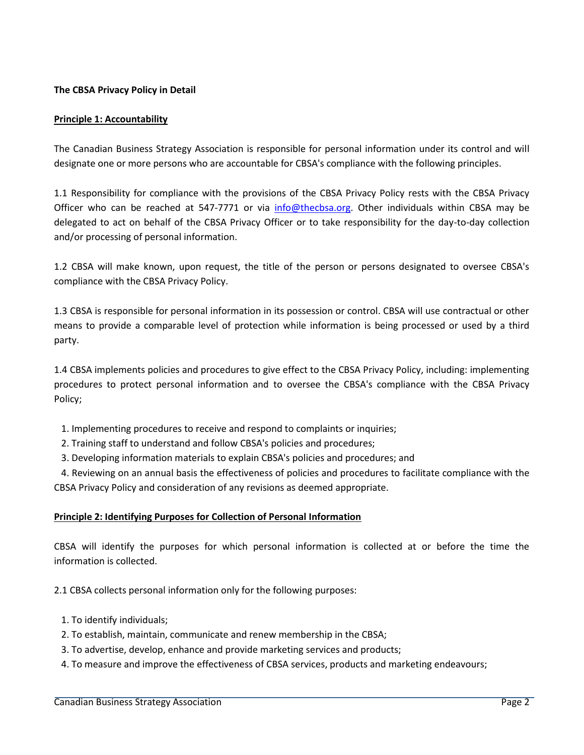**The CBSA Privacy Policy in Detail**

**Principle 1: Accountability**

The Canadian Business Strategy Association is responsible for personal information under its control and will designate one or more persons who are accountable for CBSA's compliance with the following principles.

1.1 Responsibility for compliance with the provisions of the CBSA Privacy Policy rests with the CBSA Privacy Officer who can be reached at 547-7771 or via [info@thecbsa.org](mailto:info@thecbsa.org). Other individuals within CBSA may be delegated to act on behalf of the CBSA Privacy Officer or to take responsibility for the day-to-day collection and/or processing of personal information.

1.2 CBSA will make known, upon request, the title of the person or persons designated to oversee CBSA's compliance with the CBSA Privacy Policy.

1.3 CBSA is responsible for personal information in its possession or control. CBSA will use contractual or other means to provide a comparable level of protection while information is being processed or used by a third party.

1.4 CBSA implements policies and procedures to give effect to the CBSA Privacy Policy, including: implementing procedures to protect personal information and to oversee the CBSA's compliance with the CBSA Privacy Policy;

1. Implementing procedures to receive and respond to complaints or inquiries;
2. Training staff to understand and follow CBSA's policies and procedures;
3. Developing information materials to explain CBSA's policies and procedures; and
4. Reviewing on an annual basis the effectiveness of policies and procedures to facilitate compliance with the CBSA Privacy Policy and consideration of any revisions as deemed appropriate.

**Principle 2: Identifying Purposes for Collection of Personal Information**

CBSA will identify the purposes for which personal information is collected at or before the time the information is collected.

2.1 CBSA collects personal information only for the following purposes:

1. To identify individuals;
2. To establish, maintain, communicate and renew membership in the CBSA;
3. To advertise, develop, enhance and provide marketing services and products;
4. To measure and improve the effectiveness of CBSA services, products and marketing endeavours;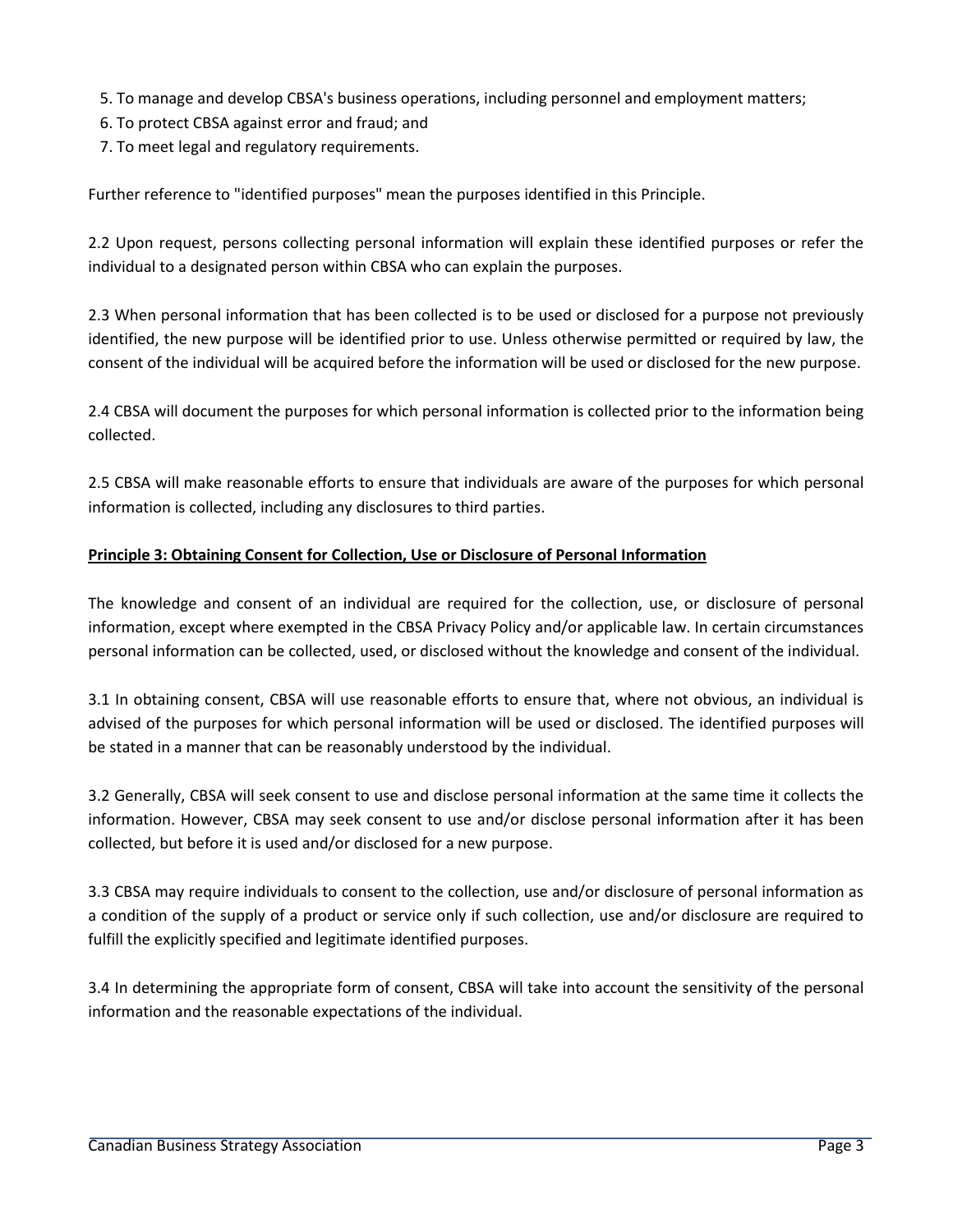5. To manage and develop CBSA's business operations, including personnel and employment matters;
6. To protect CBSA against error and fraud; and
7. To meet legal and regulatory requirements.

Further reference to "identified purposes" mean the purposes identified in this Principle.

2.2 Upon request, persons collecting personal information will explain these identified purposes or refer the individual to a designated person within CBSA who can explain the purposes.

2.3 When personal information that has been collected is to be used or disclosed for a purpose not previously identified, the new purpose will be identified prior to use. Unless otherwise permitted or required by law, the consent of the individual will be acquired before the information will be used or disclosed for the new purpose.

2.4 CBSA will document the purposes for which personal information is collected prior to the information being collected.

2.5 CBSA will make reasonable efforts to ensure that individuals are aware of the purposes for which personal information is collected, including any disclosures to third parties.

**Principle 3: Obtaining Consent for Collection, Use or Disclosure of Personal Information**

The knowledge and consent of an individual are required for the collection, use, or disclosure of personal information, except where exempted in the CBSA Privacy Policy and/or applicable law. In certain circumstances personal information can be collected, used, or disclosed without the knowledge and consent of the individual.

3.1 In obtaining consent, CBSA will use reasonable efforts to ensure that, where not obvious, an individual is advised of the purposes for which personal information will be used or disclosed. The identified purposes will be stated in a manner that can be reasonably understood by the individual.

3.2 Generally, CBSA will seek consent to use and disclose personal information at the same time it collects the information. However, CBSA may seek consent to use and/or disclose personal information after it has been collected, but before it is used and/or disclosed for a new purpose.

3.3 CBSA may require individuals to consent to the collection, use and/or disclosure of personal information as a condition of the supply of a product or service only if such collection, use and/or disclosure are required to fulfill the explicitly specified and legitimate identified purposes.

3.4 In determining the appropriate form of consent, CBSA will take into account the sensitivity of the personal information and the reasonable expectations of the individual.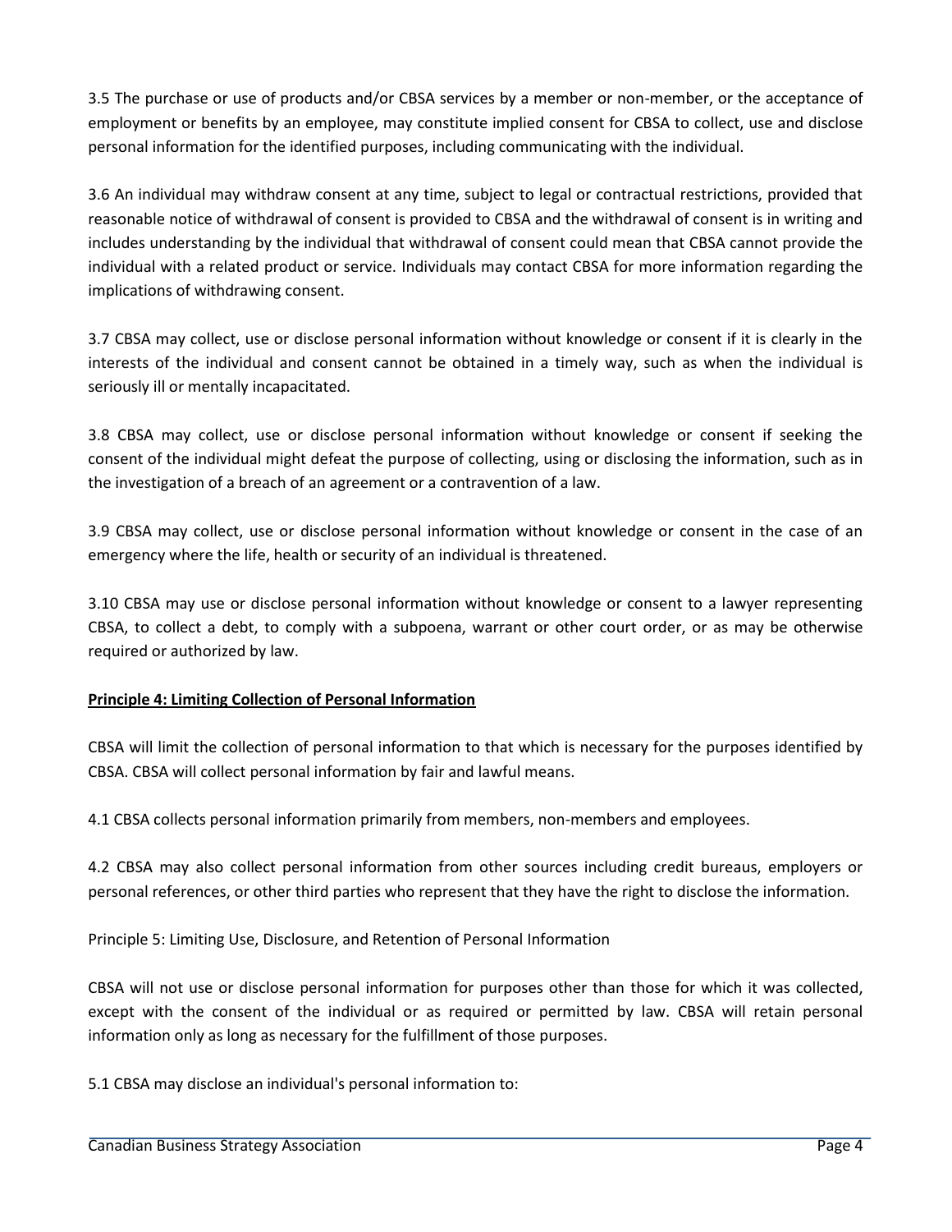3.5 The purchase or use of products and/or CBSA services by a member or non-member, or the acceptance of employment or benefits by an employee, may constitute implied consent for CBSA to collect, use and disclose personal information for the identified purposes, including communicating with the individual.

3.6 An individual may withdraw consent at any time, subject to legal or contractual restrictions, provided that reasonable notice of withdrawal of consent is provided to CBSA and the withdrawal of consent is in writing and includes understanding by the individual that withdrawal of consent could mean that CBSA cannot provide the individual with a related product or service. Individuals may contact CBSA for more information regarding the implications of withdrawing consent.

3.7 CBSA may collect, use or disclose personal information without knowledge or consent if it is clearly in the interests of the individual and consent cannot be obtained in a timely way, such as when the individual is seriously ill or mentally incapacitated.

3.8 CBSA may collect, use or disclose personal information without knowledge or consent if seeking the consent of the individual might defeat the purpose of collecting, using or disclosing the information, such as in the investigation of a breach of an agreement or a contravention of a law.

3.9 CBSA may collect, use or disclose personal information without knowledge or consent in the case of an emergency where the life, health or security of an individual is threatened.

3.10 CBSA may use or disclose personal information without knowledge or consent to a lawyer representing CBSA, to collect a debt, to comply with a subpoena, warrant or other court order, or as may be otherwise required or authorized by law.

## Principle 4: Limiting Collection of Personal Information

CBSA will limit the collection of personal information to that which is necessary for the purposes identified by CBSA. CBSA will collect personal information by fair and lawful means.

4.1 CBSA collects personal information primarily from members, non-members and employees.

4.2 CBSA may also collect personal information from other sources including credit bureaus, employers or personal references, or other third parties who represent that they have the right to disclose the information.

Principle 5: Limiting Use, Disclosure, and Retention of Personal Information

CBSA will not use or disclose personal information for purposes other than those for which it was collected, except with the consent of the individual or as required or permitted by law. CBSA will retain personal information only as long as necessary for the fulfillment of those purposes.

5.1 CBSA may disclose an individual's personal information to: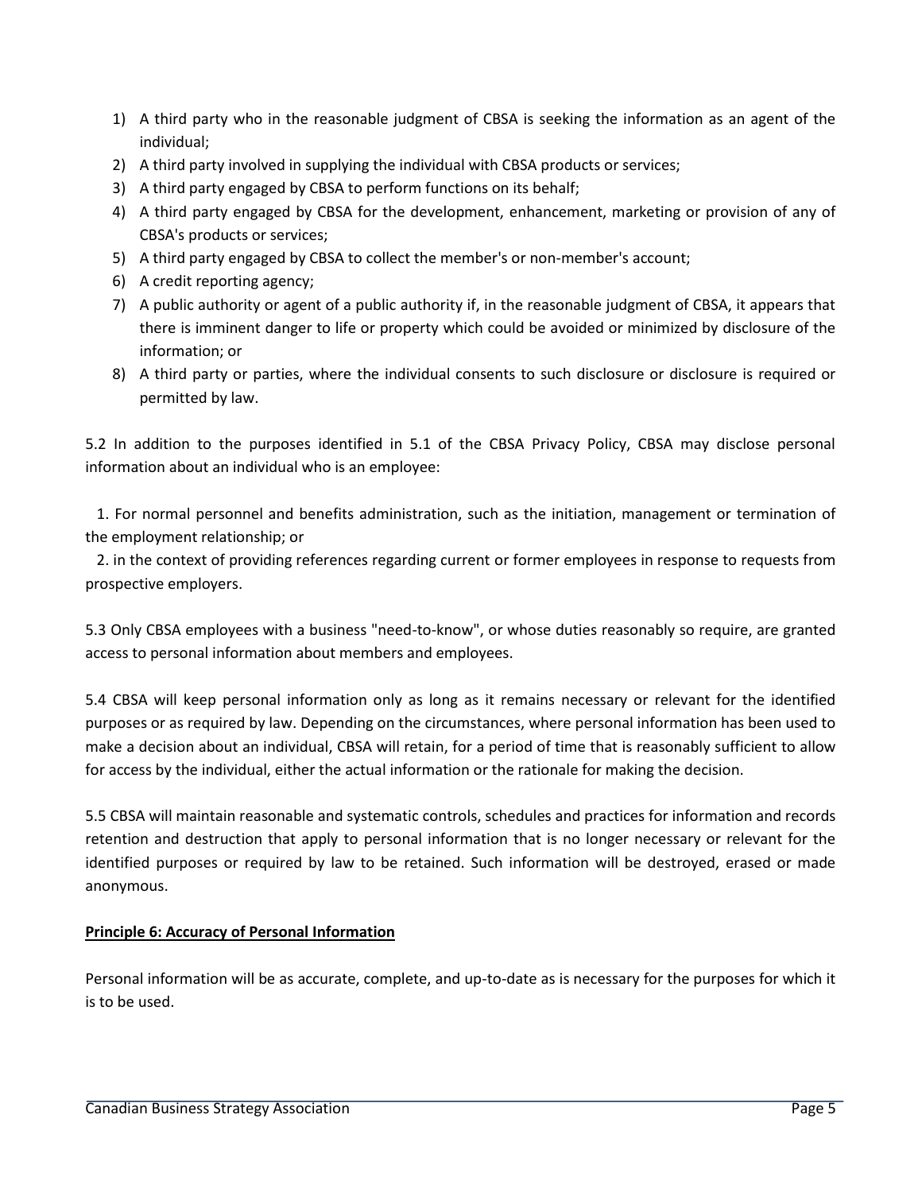1) A third party who in the reasonable judgment of CBSA is seeking the information as an agent of the individual;
2) A third party involved in supplying the individual with CBSA products or services;
3) A third party engaged by CBSA to perform functions on its behalf;
4) A third party engaged by CBSA for the development, enhancement, marketing or provision of any of CBSA's products or services;
5) A third party engaged by CBSA to collect the member's or non-member's account;
6) A credit reporting agency;
7) A public authority or agent of a public authority if, in the reasonable judgment of CBSA, it appears that there is imminent danger to life or property which could be avoided or minimized by disclosure of the information; or
8) A third party or parties, where the individual consents to such disclosure or disclosure is required or permitted by law.

5.2 In addition to the purposes identified in 5.1 of the CBSA Privacy Policy, CBSA may disclose personal information about an individual who is an employee:

1. For normal personnel and benefits administration, such as the initiation, management or termination of the employment relationship; or
2. in the context of providing references regarding current or former employees in response to requests from prospective employers.

5.3 Only CBSA employees with a business "need-to-know", or whose duties reasonably so require, are granted access to personal information about members and employees.

5.4 CBSA will keep personal information only as long as it remains necessary or relevant for the identified purposes or as required by law. Depending on the circumstances, where personal information has been used to make a decision about an individual, CBSA will retain, for a period of time that is reasonably sufficient to allow for access by the individual, either the actual information or the rationale for making the decision.

5.5 CBSA will maintain reasonable and systematic controls, schedules and practices for information and records retention and destruction that apply to personal information that is no longer necessary or relevant for the identified purposes or required by law to be retained. Such information will be destroyed, erased or made anonymous.

**Principle 6: Accuracy of Personal Information**

Personal information will be as accurate, complete, and up-to-date as is necessary for the purposes for which it is to be used.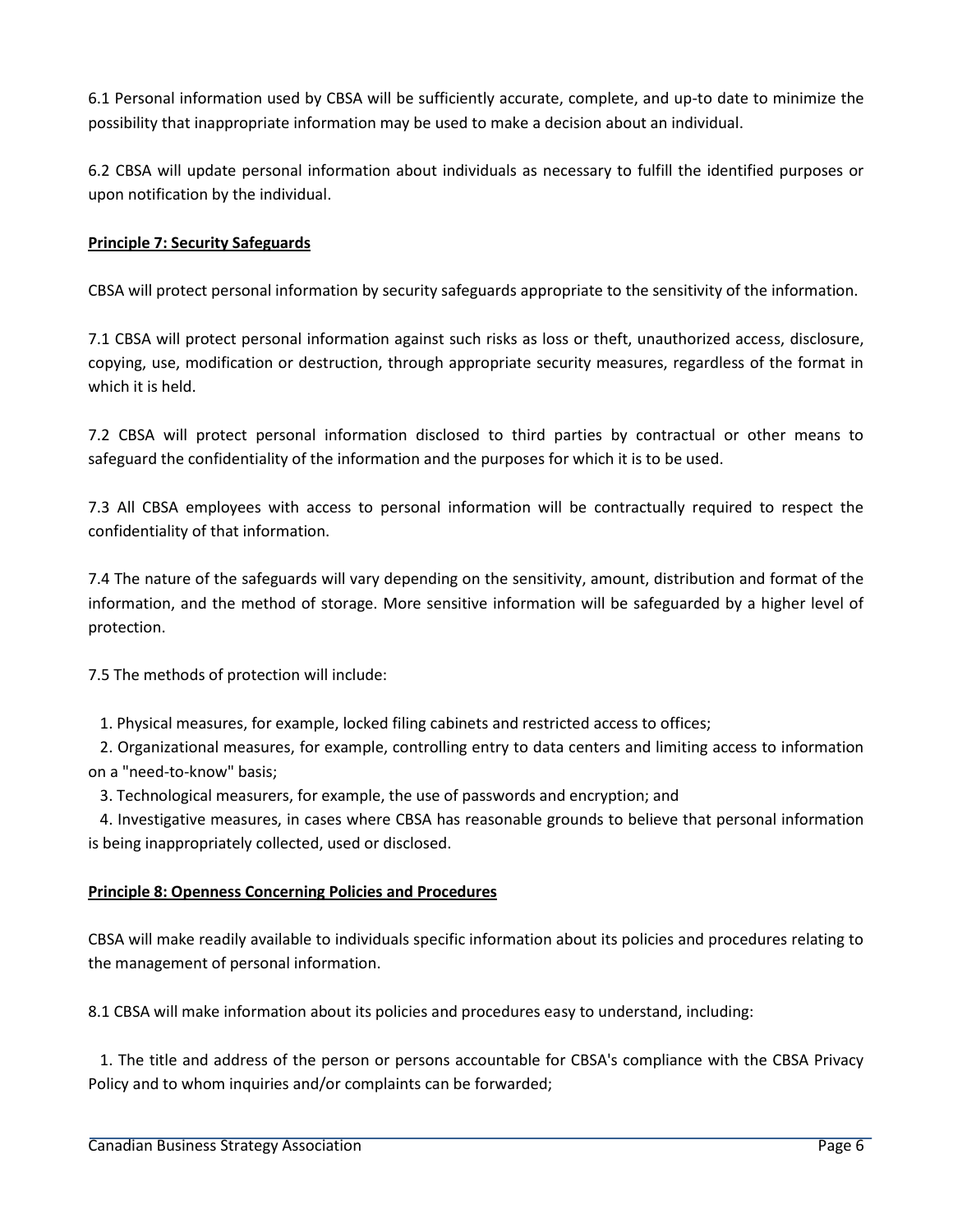6.1 Personal information used by CBSA will be sufficiently accurate, complete, and up-to date to minimize the possibility that inappropriate information may be used to make a decision about an individual.

6.2 CBSA will update personal information about individuals as necessary to fulfill the identified purposes or upon notification by the individual.

**Principle 7: Security Safeguards**

CBSA will protect personal information by security safeguards appropriate to the sensitivity of the information.

7.1 CBSA will protect personal information against such risks as loss or theft, unauthorized access, disclosure, copying, use, modification or destruction, through appropriate security measures, regardless of the format in which it is held.

7.2 CBSA will protect personal information disclosed to third parties by contractual or other means to safeguard the confidentiality of the information and the purposes for which it is to be used.

7.3 All CBSA employees with access to personal information will be contractually required to respect the confidentiality of that information.

7.4 The nature of the safeguards will vary depending on the sensitivity, amount, distribution and format of the information, and the method of storage. More sensitive information will be safeguarded by a higher level of protection.

7.5 The methods of protection will include:

1. Physical measures, for example, locked filing cabinets and restricted access to offices;
2. Organizational measures, for example, controlling entry to data centers and limiting access to information on a "need-to-know" basis;
3. Technological measurers, for example, the use of passwords and encryption; and
4. Investigative measures, in cases where CBSA has reasonable grounds to believe that personal information is being inappropriately collected, used or disclosed.

**Principle 8: Openness Concerning Policies and Procedures**

CBSA will make readily available to individuals specific information about its policies and procedures relating to the management of personal information.

8.1 CBSA will make information about its policies and procedures easy to understand, including:

1. The title and address of the person or persons accountable for CBSA's compliance with the CBSA Privacy Policy and to whom inquiries and/or complaints can be forwarded;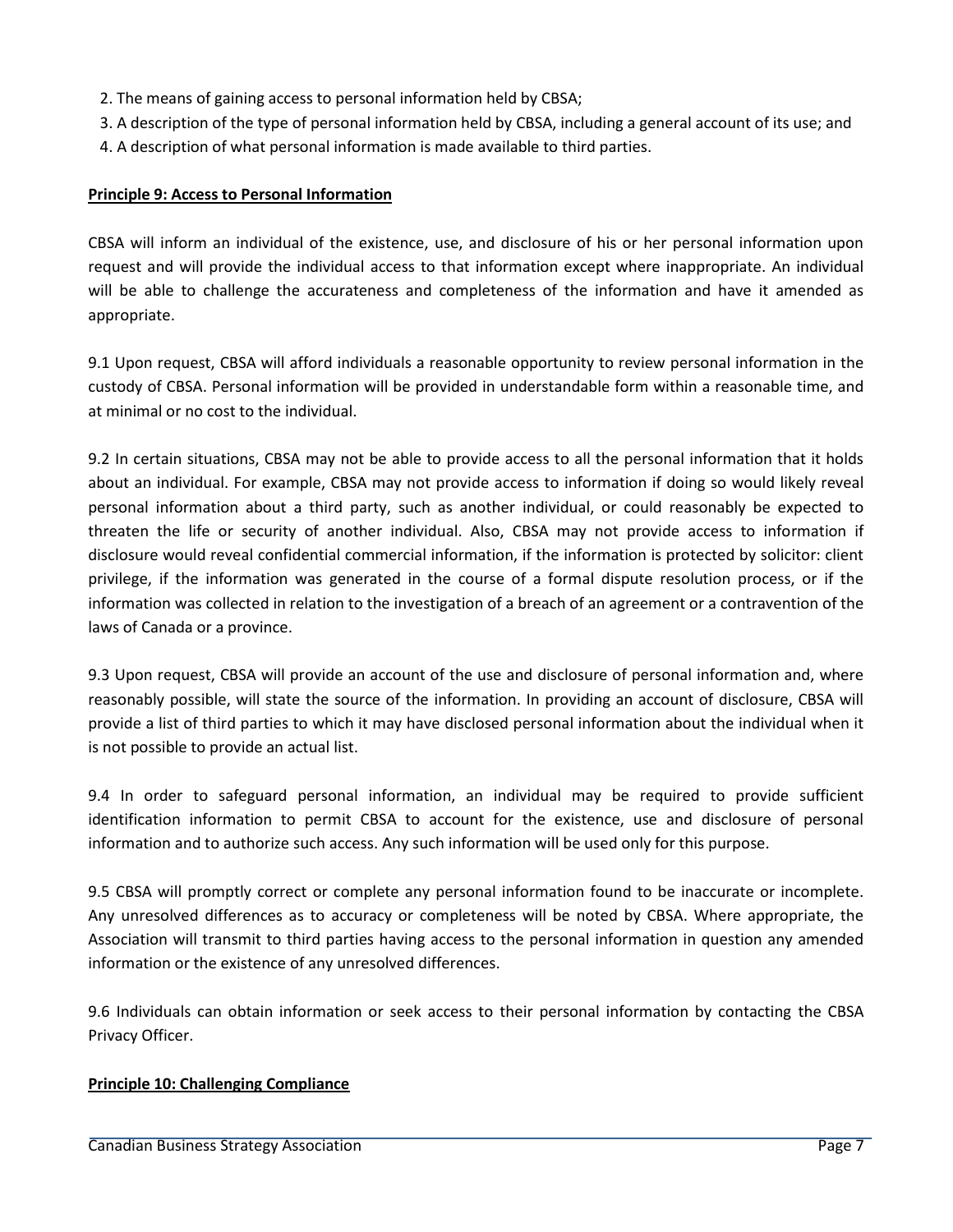2. The means of gaining access to personal information held by CBSA;
3. A description of the type of personal information held by CBSA, including a general account of its use; and
4. A description of what personal information is made available to third parties.

**Principle 9: Access to Personal Information**

CBSA will inform an individual of the existence, use, and disclosure of his or her personal information upon request and will provide the individual access to that information except where inappropriate. An individual will be able to challenge the accurateness and completeness of the information and have it amended as appropriate.

9.1 Upon request, CBSA will afford individuals a reasonable opportunity to review personal information in the custody of CBSA. Personal information will be provided in understandable form within a reasonable time, and at minimal or no cost to the individual.

9.2 In certain situations, CBSA may not be able to provide access to all the personal information that it holds about an individual. For example, CBSA may not provide access to information if doing so would likely reveal personal information about a third party, such as another individual, or could reasonably be expected to threaten the life or security of another individual. Also, CBSA may not provide access to information if disclosure would reveal confidential commercial information, if the information is protected by solicitor: client privilege, if the information was generated in the course of a formal dispute resolution process, or if the information was collected in relation to the investigation of a breach of an agreement or a contravention of the laws of Canada or a province.

9.3 Upon request, CBSA will provide an account of the use and disclosure of personal information and, where reasonably possible, will state the source of the information. In providing an account of disclosure, CBSA will provide a list of third parties to which it may have disclosed personal information about the individual when it is not possible to provide an actual list.

9.4 In order to safeguard personal information, an individual may be required to provide sufficient identification information to permit CBSA to account for the existence, use and disclosure of personal information and to authorize such access. Any such information will be used only for this purpose.

9.5 CBSA will promptly correct or complete any personal information found to be inaccurate or incomplete. Any unresolved differences as to accuracy or completeness will be noted by CBSA. Where appropriate, the Association will transmit to third parties having access to the personal information in question any amended information or the existence of any unresolved differences.

9.6 Individuals can obtain information or seek access to their personal information by contacting the CBSA Privacy Officer.

**Principle 10: Challenging Compliance**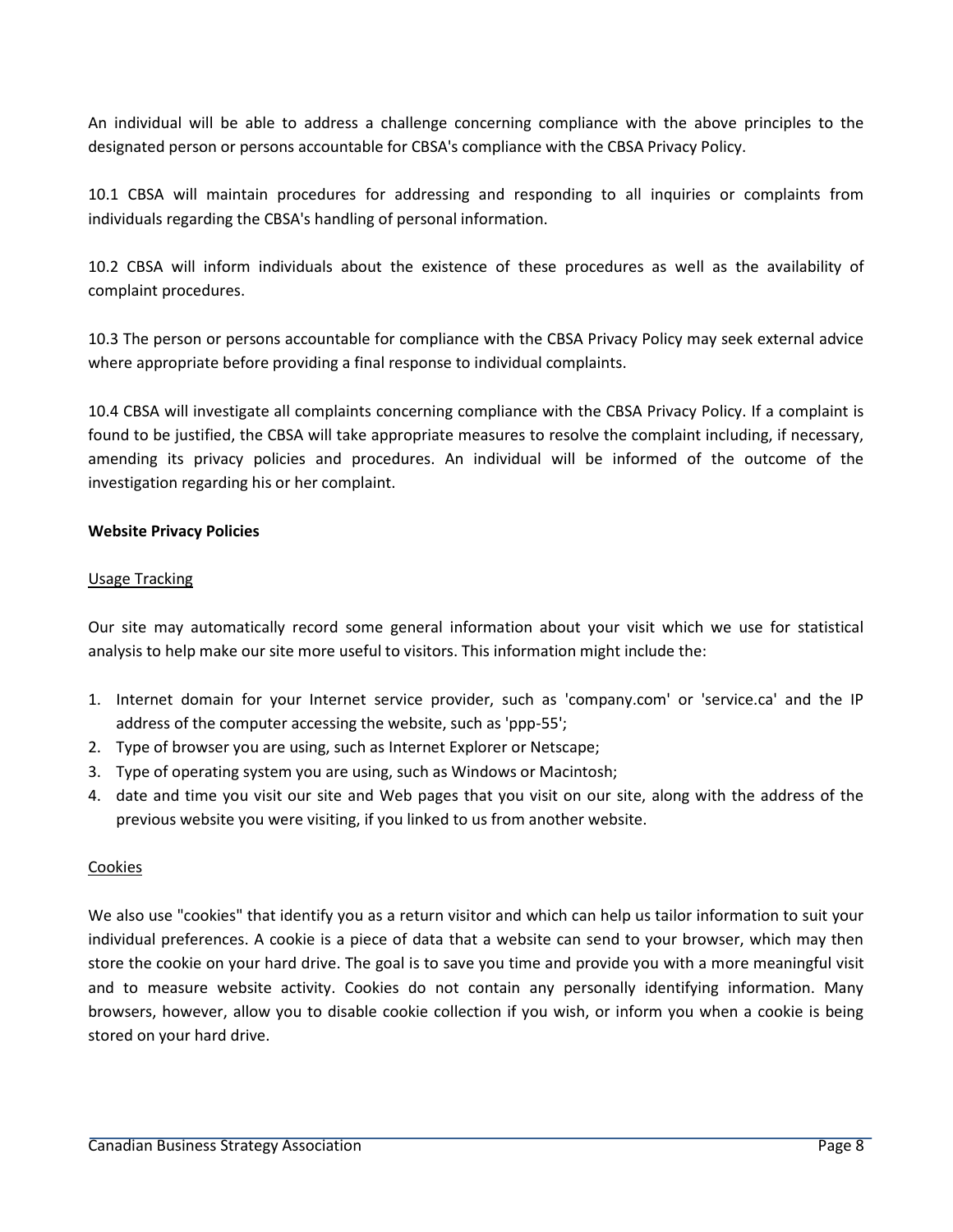An individual will be able to address a challenge concerning compliance with the above principles to the designated person or persons accountable for CBSA's compliance with the CBSA Privacy Policy.

10.1 CBSA will maintain procedures for addressing and responding to all inquiries or complaints from individuals regarding the CBSA's handling of personal information.

10.2 CBSA will inform individuals about the existence of these procedures as well as the availability of complaint procedures.

10.3 The person or persons accountable for compliance with the CBSA Privacy Policy may seek external advice where appropriate before providing a final response to individual complaints.

10.4 CBSA will investigate all complaints concerning compliance with the CBSA Privacy Policy. If a complaint is found to be justified, the CBSA will take appropriate measures to resolve the complaint including, if necessary, amending its privacy policies and procedures. An individual will be informed of the outcome of the investigation regarding his or her complaint.

**Website Privacy Policies**

Usage Tracking

Our site may automatically record some general information about your visit which we use for statistical analysis to help make our site more useful to visitors. This information might include the:

1. Internet domain for your Internet service provider, such as 'company.com' or 'service.ca' and the IP address of the computer accessing the website, such as 'ppp-55';
2. Type of browser you are using, such as Internet Explorer or Netscape;
3. Type of operating system you are using, such as Windows or Macintosh;
4. date and time you visit our site and Web pages that you visit on our site, along with the address of the previous website you were visiting, if you linked to us from another website.

Cookies

We also use "cookies" that identify you as a return visitor and which can help us tailor information to suit your individual preferences. A cookie is a piece of data that a website can send to your browser, which may then store the cookie on your hard drive. The goal is to save you time and provide you with a more meaningful visit and to measure website activity. Cookies do not contain any personally identifying information. Many browsers, however, allow you to disable cookie collection if you wish, or inform you when a cookie is being stored on your hard drive.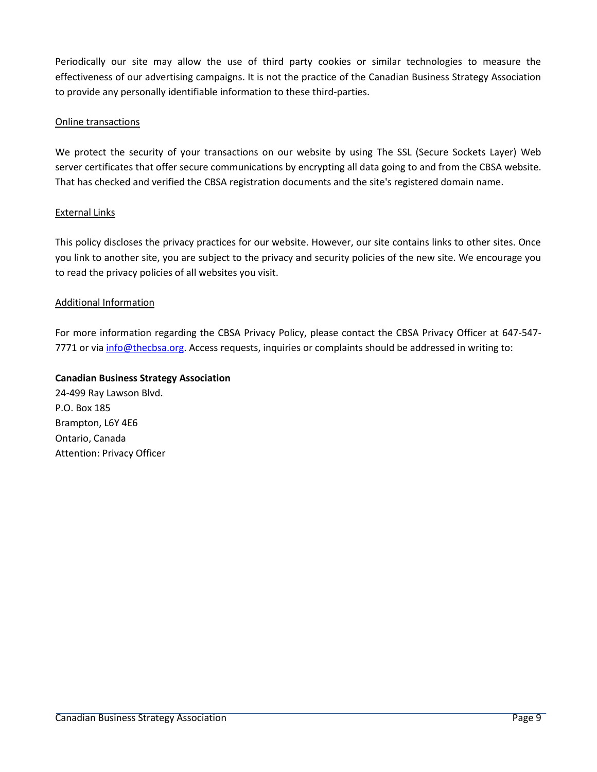Periodically our site may allow the use of third party cookies or similar technologies to measure the effectiveness of our advertising campaigns. It is not the practice of the Canadian Business Strategy Association to provide any personally identifiable information to these third-parties.

### Online transactions

We protect the security of your transactions on our website by using The SSL (Secure Sockets Layer) Web server certificates that offer secure communications by encrypting all data going to and from the CBSA website. That has checked and verified the CBSA registration documents and the site's registered domain name.

### External Links

This policy discloses the privacy practices for our website. However, our site contains links to other sites. Once you link to another site, you are subject to the privacy and security policies of the new site. We encourage you to read the privacy policies of all websites you visit.

### Additional Information

For more information regarding the CBSA Privacy Policy, please contact the CBSA Privacy Officer at 647-547-7771 or via info@thecbsa.org. Access requests, inquiries or complaints should be addressed in writing to:

**Canadian Business Strategy Association**
24-499 Ray Lawson Blvd.
P.O. Box 185
Brampton, L6Y 4E6
Ontario, Canada
Attention: Privacy Officer